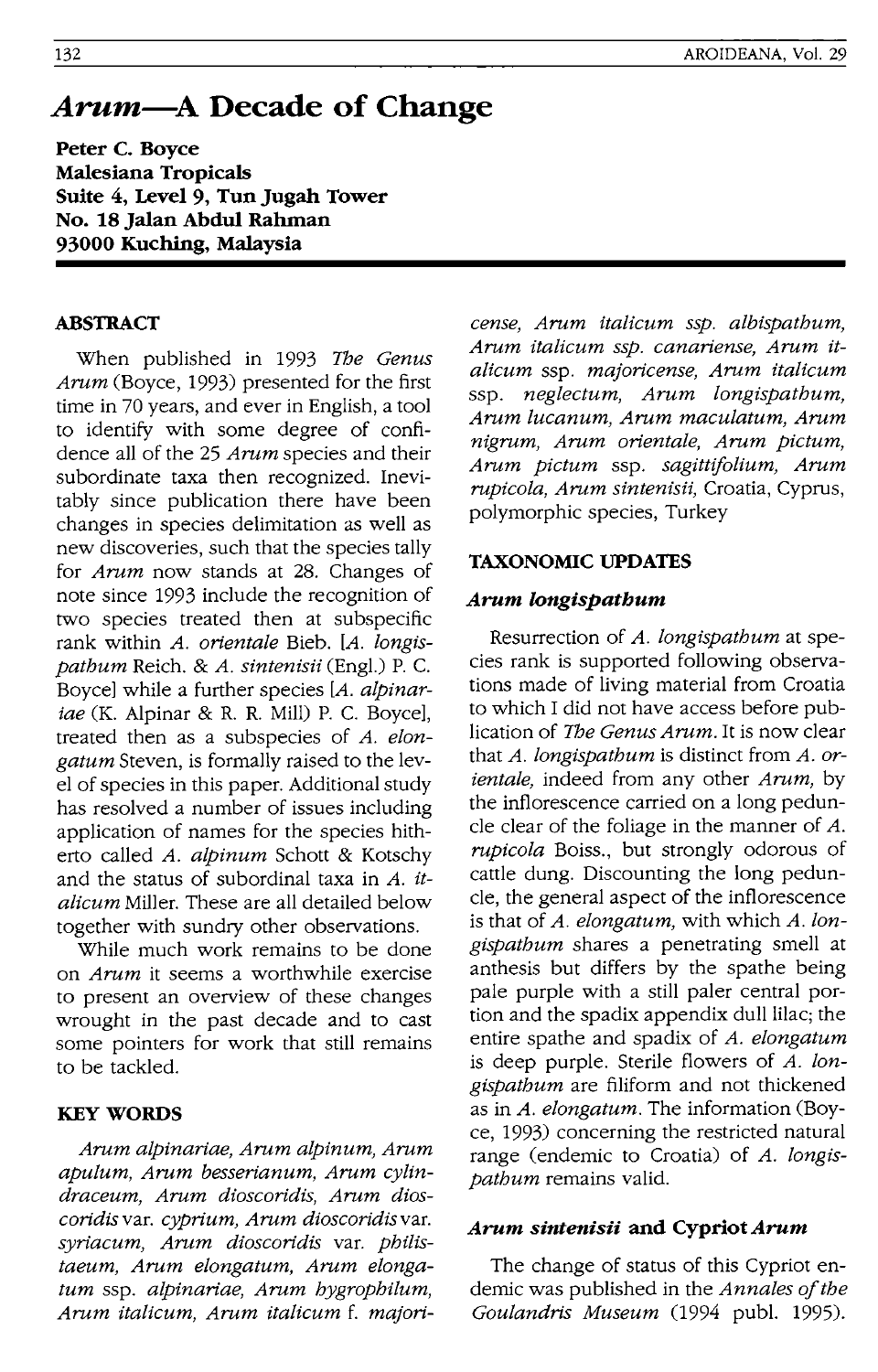# *Arum*—A Decade of Change

**Peter C. Boyce**
**Malesiana Tropicals**
**Suite 4, Level 9, Tun Jugah Tower**
**No. 18 Jalan Abdul Rahman**
**93000 Kuching, Malaysia**

## ABSTRACT

When published in 1993 *The Genus Arum* (Boyce, 1993) presented for the first time in 70 years, and ever in English, a tool to identify with some degree of confidence all of the 25 *Arum* species and their subordinate taxa then recognized. Inevitably since publication there have been changes in species delimitation as well as new discoveries, such that the species tally for *Arum* now stands at 28. Changes of note since 1993 include the recognition of two species treated then at subspecific rank within *A. orientale* Bieb. [*A. longispathum* Reich. & *A. sintenisii* (Engl.) P. C. Boyce] while a further species [*A. alpinariae* (K. Alpinar & R. R. Mill) P. C. Boyce], treated then as a subspecies of *A. elongatum* Steven, is formally raised to the level of species in this paper. Additional study has resolved a number of issues including application of names for the species hitherto called *A. alpinum* Schott & Kotschy and the status of subordinal taxa in *A. italicum* Miller. These are all detailed below together with sundry other observations.

While much work remains to be done on *Arum* it seems a worthwhile exercise to present an overview of these changes wrought in the past decade and to cast some pointers for work that still remains to be tackled.

## KEY WORDS

*Arum alpinariae, Arum alpinum, Arum apulum, Arum besserianum, Arum cylindraceum, Arum dioscoridis, Arum dioscoridis* var. *cyprium, Arum dioscoridis* var. *syriacum, Arum dioscoridis* var. *philistaeum, Arum elongatum, Arum elongatum* ssp. *alpinariae, Arum hygrophilum, Arum italicum, Arum italicum* f. *majoricense, Arum italicum* ssp. *albispathum, Arum italicum* ssp. *canariense, Arum italicum* ssp. *majoricense, Arum italicum* ssp. *neglectum, Arum longispathum, Arum lucanum, Arum maculatum, Arum nigrum, Arum orientale, Arum pictum, Arum pictum* ssp. *sagittifolium, Arum rupicola, Arum sintenisii,* Croatia, Cyprus, polymorphic species, Turkey

## TAXONOMIC UPDATES

### *Arum longispathum*

Resurrection of *A. longispathum* at species rank is supported following observations made of living material from Croatia to which I did not have access before publication of *The Genus Arum*. It is now clear that *A. longispathum* is distinct from *A. orientale,* indeed from any other *Arum,* by the inflorescence carried on a long peduncle clear of the foliage in the manner of *A. rupicola* Boiss., but strongly odorous of cattle dung. Discounting the long peduncle, the general aspect of the inflorescence is that of *A. elongatum,* with which *A. longispathum* shares a penetrating smell at anthesis but differs by the spathe being pale purple with a still paler central portion and the spadix appendix dull lilac; the entire spathe and spadix of *A. elongatum* is deep purple. Sterile flowers of *A. longispathum* are filiform and not thickened as in *A. elongatum*. The information (Boyce, 1993) concerning the restricted natural range (endemic to Croatia) of *A. longispathum* remains valid.

### *Arum sintenisii* and Cypriot *Arum*

The change of status of this Cypriot endemic was published in the *Annales of the Goulandris Museum* (1994 publ. 1995).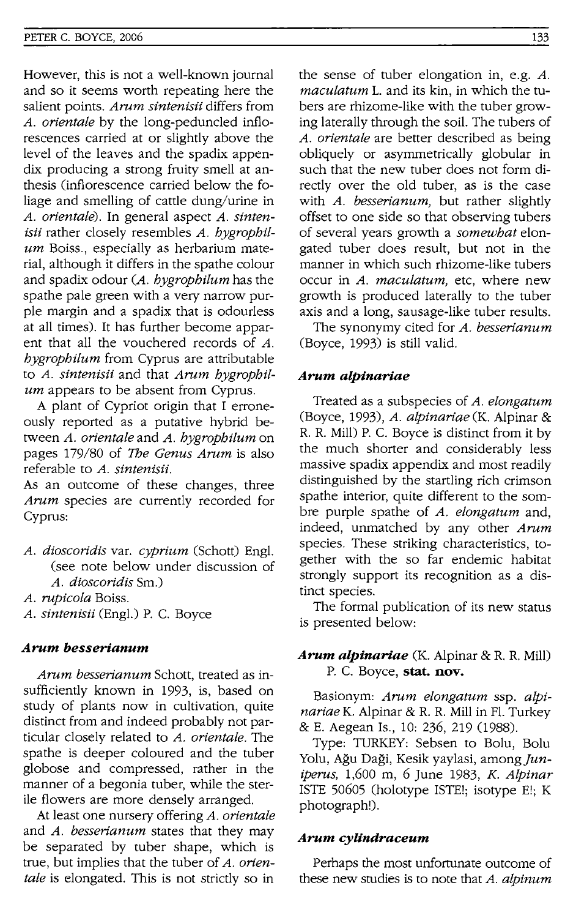However, this is not a well-known journal and so it seems worth repeating here the salient points. *Arum sintenisii* differs from *A. orientale* by the long-peduncled inflorescences carried at or slightly above the level of the leaves and the spadix appendix producing a strong fruity smell at anthesis (inflorescence carried below the foliage and smelling of cattle dung/urine in *A. orientale*). In general aspect *A. sintenisii* rather closely resembles *A. hygrophilum* Boiss., especially as herbarium material, although it differs in the spathe colour and spadix odour (*A. hygrophilum* has the spathe pale green with a very narrow purple margin and a spadix that is odourless at all times). It has further become apparent that all the vouchered records of *A. hygrophilum* from Cyprus are attributable to *A. sintenisii* and that *Arum hygrophilum* appears to be absent from Cyprus.

A plant of Cypriot origin that I erroneously reported as a putative hybrid between *A. orientale* and *A. hygrophilum* on pages 179/80 of *The Genus Arum* is also referable to *A. sintenisii*.

As an outcome of these changes, three *Arum* species are currently recorded for Cyprus:

- *A. dioscoridis* var. *cyprium* (Schott) Engl. (see note below under discussion of *A. dioscoridis* Sm.)
- *A. rupicola* Boiss.
- *A. sintenisii* (Engl.) P. C. Boyce

### *Arum besserianum*

*Arum besserianum* Schott, treated as insufficiently known in 1993, is, based on study of plants now in cultivation, quite distinct from and indeed probably not particular closely related to *A. orientale*. The spathe is deeper coloured and the tuber globose and compressed, rather in the manner of a begonia tuber, while the sterile flowers are more densely arranged.

At least one nursery offering *A. orientale* and *A. besserianum* states that they may be separated by tuber shape, which is true, but implies that the tuber of *A. orientale* is elongated. This is not strictly so in the sense of tuber elongation in, e.g. *A. maculatum* L. and its kin, in which the tubers are rhizome-like with the tuber growing laterally through the soil. The tubers of *A. orientale* are better described as being obliquely or asymmetrically globular in such that the new tuber does not form directly over the old tuber, as is the case with *A. besserianum*, but rather slightly offset to one side so that observing tubers of several years growth a *somewhat* elongated tuber does result, but not in the manner in which such rhizome-like tubers occur in *A. maculatum*, etc, where new growth is produced laterally to the tuber axis and a long, sausage-like tuber results.

The synonymy cited for *A. besserianum* (Boyce, 1993) is still valid.

### *Arum alpinariae*

Treated as a subspecies of *A. elongatum* (Boyce, 1993), *A. alpinariae* (K. Alpinar & R. R. Mill) P. C. Boyce is distinct from it by the much shorter and considerably less massive spadix appendix and most readily distinguished by the startling rich crimson spathe interior, quite different to the sombre purple spathe of *A. elongatum* and, indeed, unmatched by any other *Arum* species. These striking characteristics, together with the so far endemic habitat strongly support its recognition as a distinct species.

The formal publication of its new status is presented below:

***Arum alpinariae*** (K. Alpinar & R. R. Mill) P. C. Boyce, **stat. nov.**

Basionym: *Arum elongatum* ssp. *alpinariae* K. Alpinar & R. R. Mill in Fl. Turkey & E. Aegean Is., 10: 236, 219 (1988).

Type: TURKEY: Sebsen to Bolu, Bolu Yolu, Ağu Daği, Kesik yaylasi, among *Juniperus*, 1,600 m, 6 June 1983, *K. Alpinar* ISTE 50605 (holotype ISTE!; isotype E!; K photograph!).

### *Arum cylindraceum*

Perhaps the most unfortunate outcome of these new studies is to note that *A. alpinum*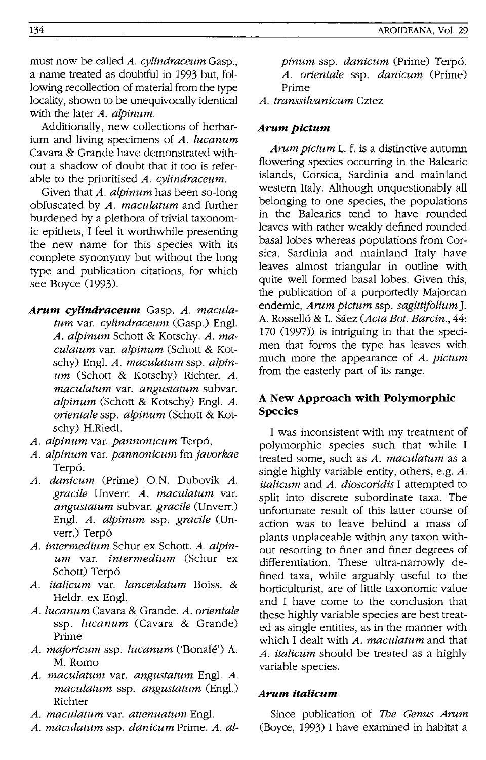must now be called *A. cylindraceum* Gasp., a name treated as doubtful in 1993 but, following recollection of material from the type locality, shown to be unequivocally identical with the later *A. alpinum*.

Additionally, new collections of herbarium and living specimens of *A. lucanum* Cavara & Grande have demonstrated without a shadow of doubt that it too is referable to the prioritised *A. cylindraceum*.

Given that *A. alpinum* has been so-long obfuscated by *A. maculatum* and further burdened by a plethora of trivial taxonomic epithets, I feel it worthwhile presenting the new name for this species with its complete synonymy but without the long type and publication citations, for which see Boyce (1993).

***Arum cylindraceum*** Gasp. *A. maculatum* var. *cylindraceum* (Gasp.) Engl. *A. alpinum* Schott & Kotschy. *A. maculatum* var. *alpinum* (Schott & Kotschy) Engl. *A. maculatum* ssp. *alpinum* (Schott & Kotschy) Richter. *A. maculatum* var. *angustatum* subvar. *alpinum* (Schott & Kotschy) Engl. *A. orientale* ssp. *alpinum* (Schott & Kotschy) H.Riedl.

*A. alpinum* var. *pannonicum* Terpó,

*A. alpinum* var. *pannonicum* fm *javorkae* Terpó.

*A. danicum* (Prime) O.N. Dubovik *A. gracile* Unverr. *A. maculatum* var. *angustatum* subvar. *gracile* (Unverr.) Engl. *A. alpinum* ssp. *gracile* (Unverr.) Terpó

*A. intermedium* Schur ex Schott. *A. alpinum* var. *intermedium* (Schur ex Schott) Terpó

*A. italicum* var. *lanceolatum* Boiss. & Heldr. ex Engl.

*A. lucanum* Cavara & Grande. *A. orientale* ssp. *lucanum* (Cavara & Grande) Prime

*A. majoricum* ssp. *lucanum* ('Bonafé') A. M. Romo

*A. maculatum* var. *angustatum* Engl. *A. maculatum* ssp. *angustatum* (Engl.) Richter

*A. maculatum* var. *attenuatum* Engl.

*A. maculatum* ssp. *danicum* Prime. *A. alpinum* ssp. *danicum* (Prime) Terpó. *A. orientale* ssp. *danicum* (Prime) Prime

*A. transsilvanicum* Cztez

### *Arum pictum*

*Arum pictum* L. f. is a distinctive autumn flowering species occurring in the Balearic islands, Corsica, Sardinia and mainland western Italy. Although unquestionably all belonging to one species, the populations in the Balearics tend to have rounded leaves with rather weakly defined rounded basal lobes whereas populations from Corsica, Sardinia and mainland Italy have leaves almost triangular in outline with quite well formed basal lobes. Given this, the publication of a purportedly Majorcan endemic, *Arum pictum* ssp. *sagittifolium* J. A. Rosselló & L. Sáez (*Acta Bot. Barcin.*, 44: 170 (1997)) is intriguing in that the specimen that forms the type has leaves with much more the appearance of *A. pictum* from the easterly part of its range.

## A New Approach with Polymorphic Species

I was inconsistent with my treatment of polymorphic species such that while I treated some, such as *A. maculatum* as a single highly variable entity, others, e.g. *A. italicum* and *A. dioscoridis* I attempted to split into discrete subordinate taxa. The unfortunate result of this latter course of action was to leave behind a mass of plants unplaceable within any taxon without resorting to finer and finer degrees of differentiation. These ultra-narrowly defined taxa, while arguably useful to the horticulturist, are of little taxonomic value and I have come to the conclusion that these highly variable species are best treated as single entities, as in the manner with which I dealt with *A. maculatum* and that *A. italicum* should be treated as a highly variable species.

### *Arum italicum*

Since publication of *The Genus Arum* (Boyce, 1993) I have examined in habitat a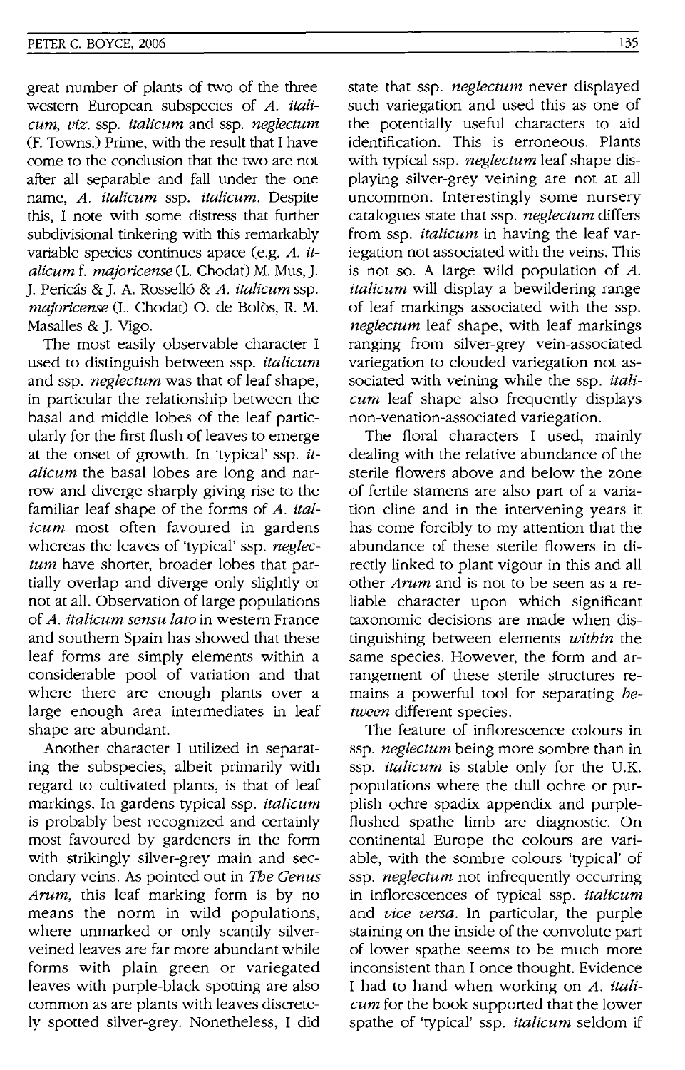great number of plants of two of the three western European subspecies of *A. italicum*, *viz*. ssp. *italicum* and ssp. *neglectum* (F. Towns.) Prime, with the result that I have come to the conclusion that the two are not after all separable and fall under the one name, *A. italicum* ssp. *italicum*. Despite this, I note with some distress that further subdivisional tinkering with this remarkably variable species continues apace (e.g. *A. italicum* f. *majoricense* (L. Chodat) M. Mus, J. J. Pericás & J. A. Rosselló & *A. italicum* ssp. *majoricense* (L. Chodat) O. de Bolòs, R. M. Masalles & J. Vigo.

The most easily observable character I used to distinguish between ssp. *italicum* and ssp. *neglectum* was that of leaf shape, in particular the relationship between the basal and middle lobes of the leaf particularly for the first flush of leaves to emerge at the onset of growth. In 'typical' ssp. *italicum* the basal lobes are long and narrow and diverge sharply giving rise to the familiar leaf shape of the forms of *A. italicum* most often favoured in gardens whereas the leaves of 'typical' ssp. *neglectum* have shorter, broader lobes that partially overlap and diverge only slightly or not at all. Observation of large populations of *A. italicum sensu lato* in western France and southern Spain has showed that these leaf forms are simply elements within a considerable pool of variation and that where there are enough plants over a large enough area intermediates in leaf shape are abundant.

Another character I utilized in separating the subspecies, albeit primarily with regard to cultivated plants, is that of leaf markings. In gardens typical ssp. *italicum* is probably best recognized and certainly most favoured by gardeners in the form with strikingly silver-grey main and secondary veins. As pointed out in *The Genus Arum*, this leaf marking form is by no means the norm in wild populations, where unmarked or only scantily silver-veined leaves are far more abundant while forms with plain green or variegated leaves with purple-black spotting are also common as are plants with leaves discretely spotted silver-grey. Nonetheless, I did state that ssp. *neglectum* never displayed such variegation and used this as one of the potentially useful characters to aid identification. This is erroneous. Plants with typical ssp. *neglectum* leaf shape displaying silver-grey veining are not at all uncommon. Interestingly some nursery catalogues state that ssp. *neglectum* differs from ssp. *italicum* in having the leaf variegation not associated with the veins. This is not so. A large wild population of *A. italicum* will display a bewildering range of leaf markings associated with the ssp. *neglectum* leaf shape, with leaf markings ranging from silver-grey vein-associated variegation to clouded variegation not associated with veining while the ssp. *italicum* leaf shape also frequently displays non-venation-associated variegation.

The floral characters I used, mainly dealing with the relative abundance of the sterile flowers above and below the zone of fertile stamens are also part of a variation cline and in the intervening years it has come forcibly to my attention that the abundance of these sterile flowers in directly linked to plant vigour in this and all other *Arum* and is not to be seen as a reliable character upon which significant taxonomic decisions are made when distinguishing between elements *within* the same species. However, the form and arrangement of these sterile structures remains a powerful tool for separating *between* different species.

The feature of inflorescence colours in ssp. *neglectum* being more sombre than in ssp. *italicum* is stable only for the U.K. populations where the dull ochre or purplish ochre spadix appendix and purple-flushed spathe limb are diagnostic. On continental Europe the colours are variable, with the sombre colours 'typical' of ssp. *neglectum* not infrequently occurring in inflorescences of typical ssp. *italicum* and *vice versa*. In particular, the purple staining on the inside of the convolute part of lower spathe seems to be much more inconsistent than I once thought. Evidence I had to hand when working on *A. italicum* for the book supported that the lower spathe of 'typical' ssp. *italicum* seldom if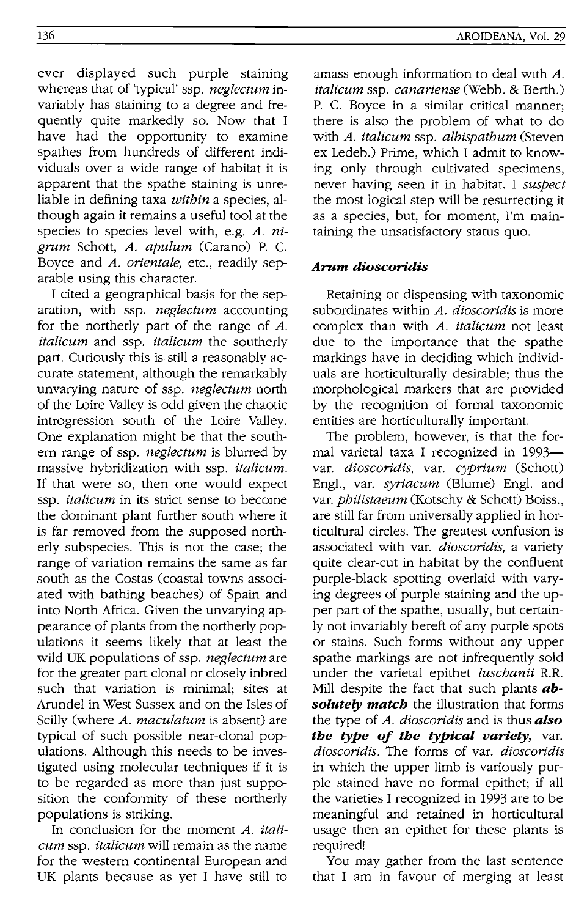ever displayed such purple staining whereas that of 'typical' ssp. *neglectum* invariably has staining to a degree and frequently quite markedly so. Now that I have had the opportunity to examine spathes from hundreds of different individuals over a wide range of habitat it is apparent that the spathe staining is unreliable in defining taxa *within* a species, although again it remains a useful tool at the species to species level with, e.g. *A. nigrum* Schott, *A. apulum* (Carano) P. C. Boyce and *A. orientale,* etc., readily separable using this character.

I cited a geographical basis for the separation, with ssp. *neglectum* accounting for the northerly part of the range of *A. italicum* and ssp. *italicum* the southerly part. Curiously this is still a reasonably accurate statement, although the remarkably unvarying nature of ssp. *neglectum* north of the Loire Valley is odd given the chaotic introgression south of the Loire Valley. One explanation might be that the southern range of ssp. *neglectum* is blurred by massive hybridization with ssp. *italicum.* If that were so, then one would expect ssp. *italicum* in its strict sense to become the dominant plant further south where it is far removed from the supposed northerly subspecies. This is not the case; the range of variation remains the same as far south as the Costas (coastal towns associated with bathing beaches) of Spain and into North Africa. Given the unvarying appearance of plants from the northerly populations it seems likely that at least the wild UK populations of ssp. *neglectum* are for the greater part clonal or closely inbred such that variation is minimal; sites at Arundel in West Sussex and on the Isles of Scilly (where *A. maculatum* is absent) are typical of such possible near-clonal populations. Although this needs to be investigated using molecular techniques if it is to be regarded as more than just supposition the conformity of these northerly populations is striking.

In conclusion for the moment *A. italicum* ssp. *italicum* will remain as the name for the western continental European and UK plants because as yet I have still to amass enough information to deal with *A. italicum* ssp. *canariense* (Webb. & Berth.) P. C. Boyce in a similar critical manner; there is also the problem of what to do with *A. italicum* ssp. *albispathum* (Steven ex Ledeb.) Prime, which I admit to knowing only through cultivated specimens, never having seen it in habitat. I *suspect* the most logical step will be resurrecting it as a species, but, for moment, I'm maintaining the unsatisfactory status quo.

### *Arum dioscoridis*

Retaining or dispensing with taxonomic subordinates within *A. dioscoridis* is more complex than with *A. italicum* not least due to the importance that the spathe markings have in deciding which individuals are horticulturally desirable; thus the morphological markers that are provided by the recognition of formal taxonomic entities are horticulturally important.

The problem, however, is that the formal varietal taxa I recognized in 1993—var. *dioscoridis,* var. *cyprium* (Schott) Engl., var. *syriacum* (Blume) Engl. and var. *philistaeum* (Kotschy & Schott) Boiss., are still far from universally applied in horticultural circles. The greatest confusion is associated with var. *dioscoridis,* a variety quite clear-cut in habitat by the confluent purple-black spotting overlaid with varying degrees of purple staining and the upper part of the spathe, usually, but certainly not invariably bereft of any purple spots or stains. Such forms without any upper spathe markings are not infrequently sold under the varietal epithet *luschanii* R.R. Mill despite the fact that such plants ***absolutely match*** the illustration that forms the type of *A. dioscoridis* and is thus ***also the type of the typical variety,*** var. *dioscoridis.* The forms of var. *dioscoridis* in which the upper limb is variously purple stained have no formal epithet; if all the varieties I recognized in 1993 are to be meaningful and retained in horticultural usage then an epithet for these plants is required!

You may gather from the last sentence that I am in favour of merging at least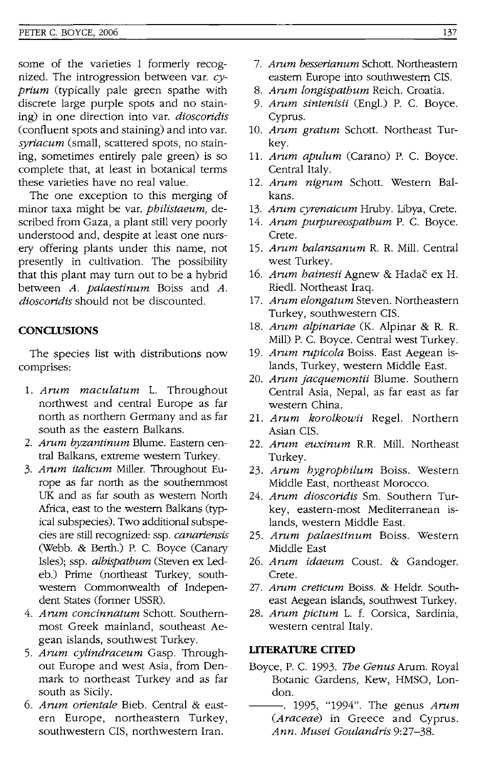some of the varieties I formerly recognized. The introgression between var. *cyprium* (typically pale green spathe with discrete large purple spots and no staining) in one direction into var. *dioscoridis* (confluent spots and staining) and into var. *syriacum* (small, scattered spots, no staining, sometimes entirely pale green) is so complete that, at least in botanical terms these varieties have no real value.

The one exception to this merging of minor taxa might be var. *philistaeum*, described from Gaza, a plant still very poorly understood and, despite at least one nursery offering plants under this name, not presently in cultivation. The possibility that this plant may turn out to be a hybrid between *A. palaestinum* Boiss and *A. dioscoridis* should not be discounted.

## CONCLUSIONS

The species list with distributions now comprises:

1. *Arum maculatum* L. Throughout northwest and central Europe as far north as northern Germany and as far south as the eastern Balkans.
2. *Arum byzantinum* Blume. Eastern central Balkans, extreme western Turkey.
3. *Arum italicum* Miller. Throughout Europe as far north as the southernmost UK and as far south as western North Africa, east to the western Balkans (typical subspecies). Two additional subspecies are still recognized: ssp. *canariensis* (Webb. & Berth.) P. C. Boyce (Canary Isles); ssp. *albispathum* (Steven ex Ledeb.) Prime (northeast Turkey, southwestern Commonwealth of Independent States (former USSR).
4. *Arum concinnatum* Schott. Southernmost Greek mainland, southeast Aegean islands, southwest Turkey.
5. *Arum cylindraceum* Gasp. Throughout Europe and west Asia, from Denmark to northeast Turkey and as far south as Sicily.
6. *Arum orientale* Bieb. Central & eastern Europe, northeastern Turkey, southwestern CIS, northwestern Iran.
7. *Arum besserianum* Schott. Northeastern eastern Europe into southwestern CIS.
8. *Arum longispathum* Reich. Croatia.
9. *Arum sintenisii* (Engl.) P. C. Boyce. Cyprus.
10. *Arum gratum* Schott. Northeast Turkey.
11. *Arum apulum* (Carano) P. C. Boyce. Central Italy.
12. *Arum nigrum* Schott. Western Balkans.
13. *Arum cyrenaicum* Hruby. Libya, Crete.
14. *Arum purpureospathum* P. C. Boyce. Crete.
15. *Arum balansanum* R. R. Mill. Central west Turkey.
16. *Arum hainesii* Agnew & Hadač ex H. Riedl. Northeast Iraq.
17. *Arum elongatum* Steven. Northeastern Turkey, southwestern CIS.
18. *Arum alpinariae* (K. Alpinar & R. R. Mill) P. C. Boyce. Central west Turkey.
19. *Arum rupicola* Boiss. East Aegean islands, Turkey, western Middle East.
20. *Arum jacquemontii* Blume. Southern Central Asia, Nepal, as far east as far western China.
21. *Arum korolkowii* Regel. Northern Asian CIS.
22. *Arum euxinum* R.R. Mill. Northeast Turkey.
23. *Arum hygrophilum* Boiss. Western Middle East, northeast Morocco.
24. *Arum dioscoridis* Sm. Southern Turkey, eastern-most Mediterranean islands, western Middle East.
25. *Arum palaestinum* Boiss. Western Middle East
26. *Arum idaeum* Coust. & Gandoger. Crete.
27. *Arum creticum* Boiss. & Heldr. Southeast Aegean islands, southwest Turkey.
28. *Arum pictum* L. f. Corsica, Sardinia, western central Italy.

## LITERATURE CITED

Boyce, P. C. 1993. *The Genus* Arum. Royal Botanic Gardens, Kew, HMSO, London.

———. 1995, "1994". The genus *Arum* (*Araceae*) in Greece and Cyprus. *Ann. Musei Goulandris* 9:27–38.